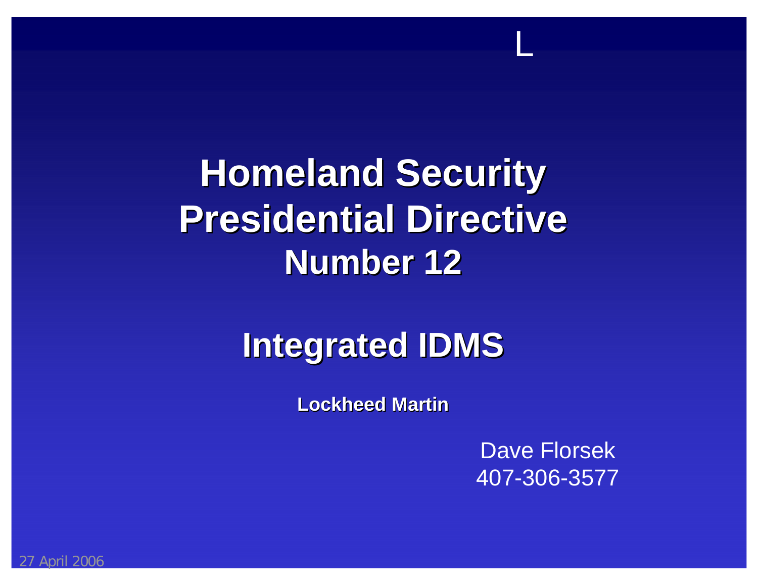L

# Homeland Security Presidential Directive Number 12

## Integrated IDMS

**Lockheed Martin**

Dave Florsek
407-306-3577

27 April 2006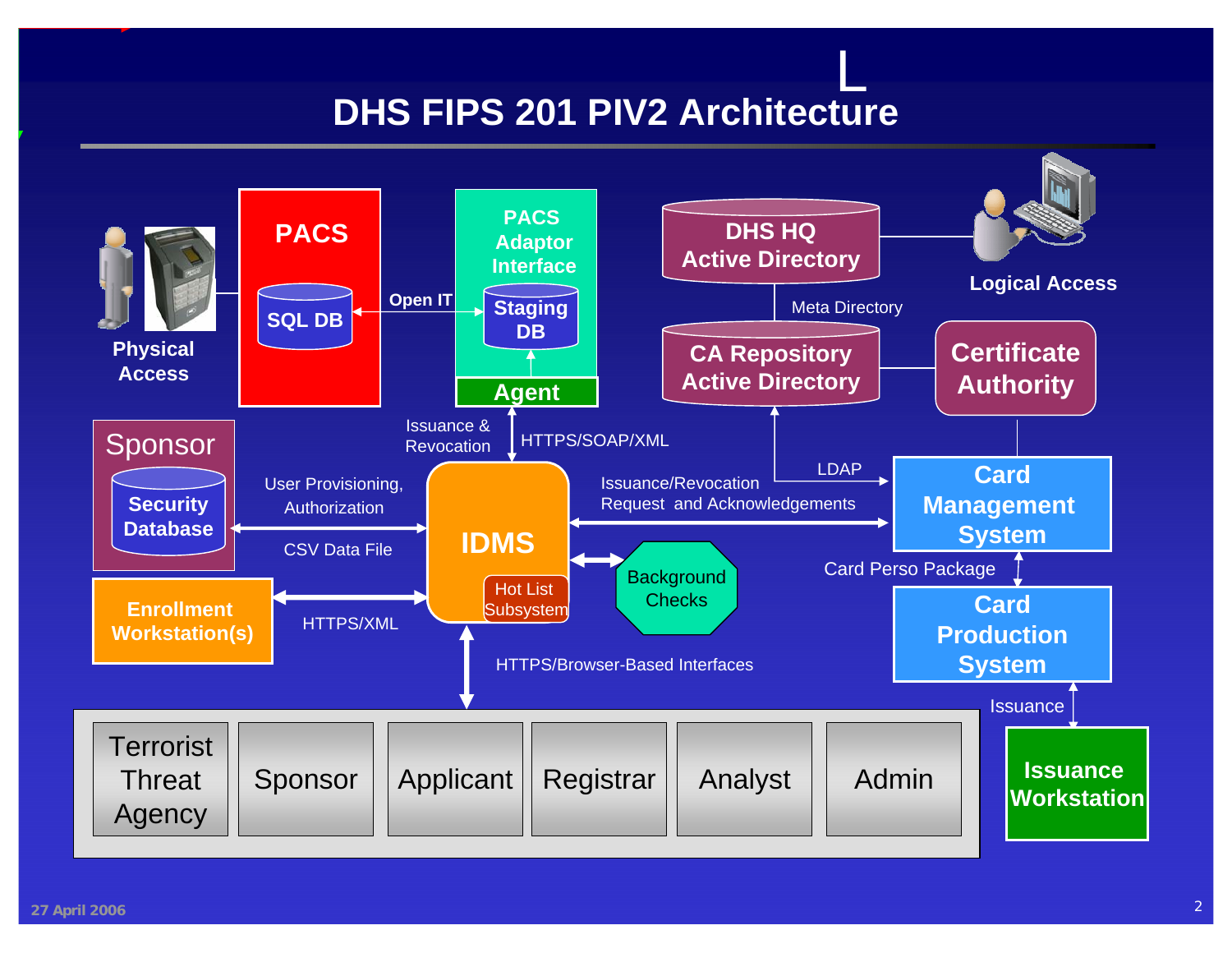# DHS FIPS 201 PIV2 Architecture

- Physical Access
- PACS
  - SQL DB
- Open IT
- PACS Adaptor Interface
  - Staging DB
  - Agent
- DHS HQ Active Directory
- Logical Access
- Meta Directory
- CA Repository Active Directory
- Certificate Authority
- Sponsor
  - Security Database
- Issuance & Revocation
- HTTPS/SOAP/XML
- User Provisioning, Authorization
- CSV Data File
- IDMS
  - Hot List Subsystem
- LDAP
- Issuance/Revocation Request and Acknowledgements
- Card Management System
- Background Checks
- Card Perso Package
- Enrollment Workstation(s)
- HTTPS/XML
- Card Production System
- HTTPS/Browser-Based Interfaces
- Issuance
- Terrorist Threat Agency
- Sponsor
- Applicant
- Registrar
- Analyst
- Admin
- Issuance Workstation

27 April 2006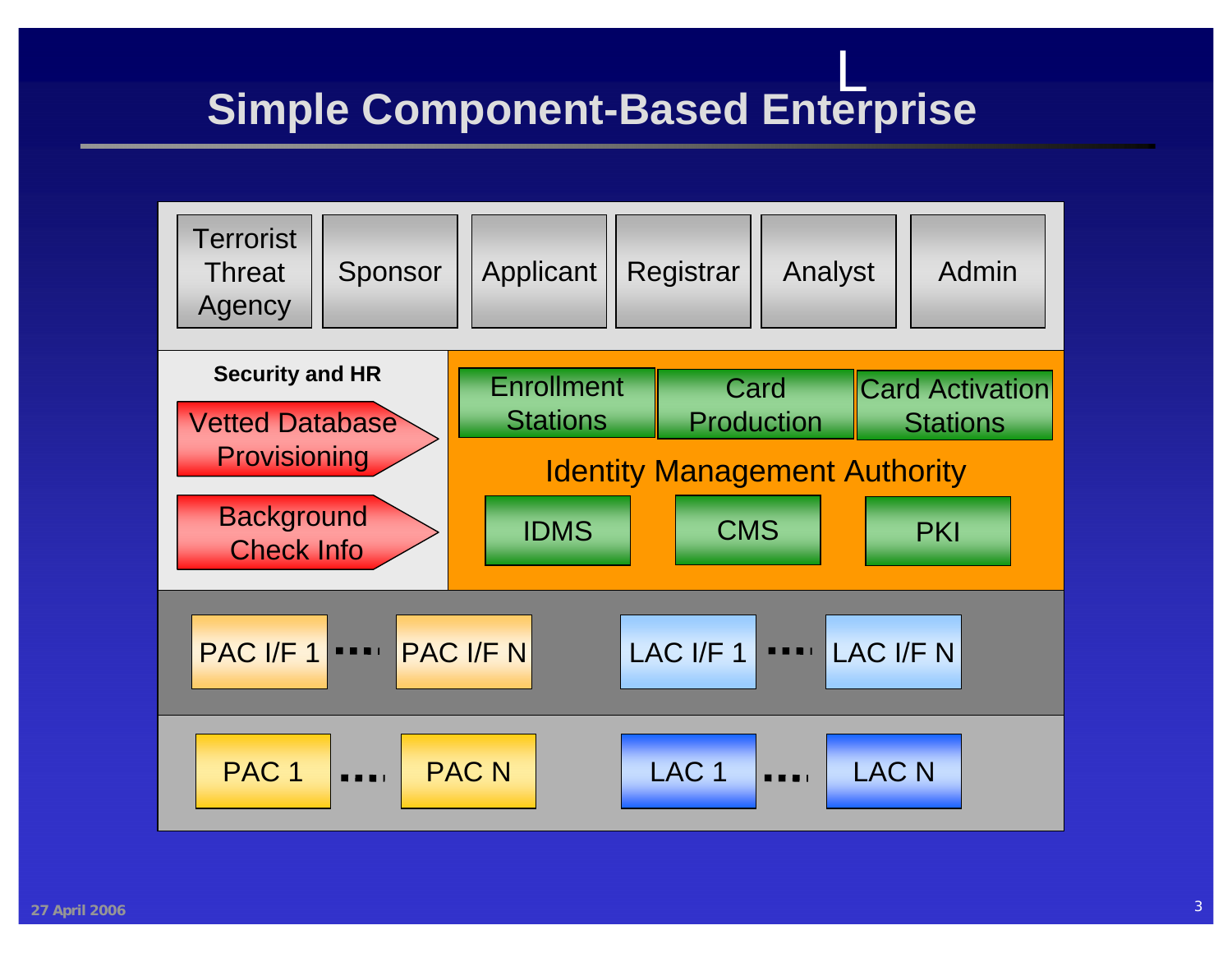# Simple Component-Based Enterprise

Terrorist Threat Agency | Sponsor | Applicant | Registrar | Analyst | Admin

**Security and HR**

- Vetted Database Provisioning
- Background Check Info

**Identity Management Authority**

- Enrollment Stations
- Card Production
- Card Activation Stations
- IDMS
- CMS
- PKI

PAC I/F 1 .... PAC I/F N    LAC I/F 1 .... LAC I/F N

PAC 1 .... PAC N    LAC 1 .... LAC N

27 April 2006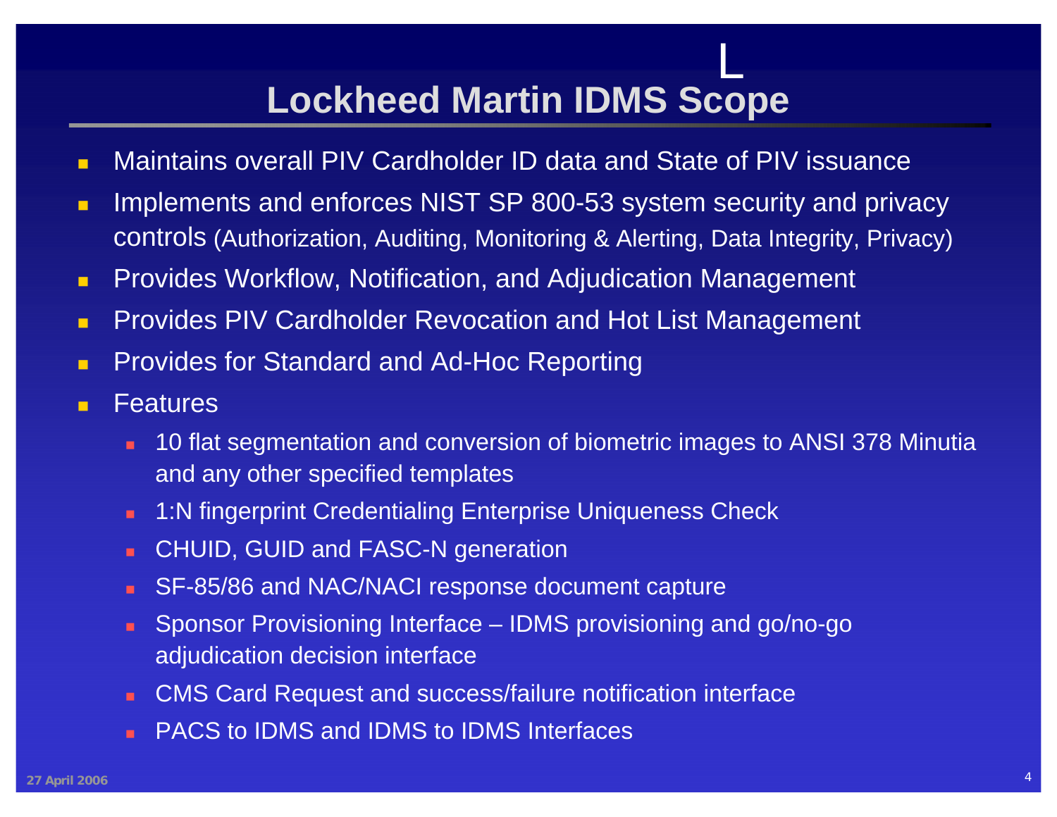# Lockheed Martin IDMS Scope

- Maintains overall PIV Cardholder ID data and State of PIV issuance
- Implements and enforces NIST SP 800-53 system security and privacy controls (Authorization, Auditing, Monitoring & Alerting, Data Integrity, Privacy)
- Provides Workflow, Notification, and Adjudication Management
- Provides PIV Cardholder Revocation and Hot List Management
- Provides for Standard and Ad-Hoc Reporting
- Features
  - 10 flat segmentation and conversion of biometric images to ANSI 378 Minutia and any other specified templates
  - 1:N fingerprint Credentialing Enterprise Uniqueness Check
  - CHUID, GUID and FASC-N generation
  - SF-85/86 and NAC/NACI response document capture
  - Sponsor Provisioning Interface – IDMS provisioning and go/no-go adjudication decision interface
  - CMS Card Request and success/failure notification interface
  - PACS to IDMS and IDMS to IDMS Interfaces

27 April 2006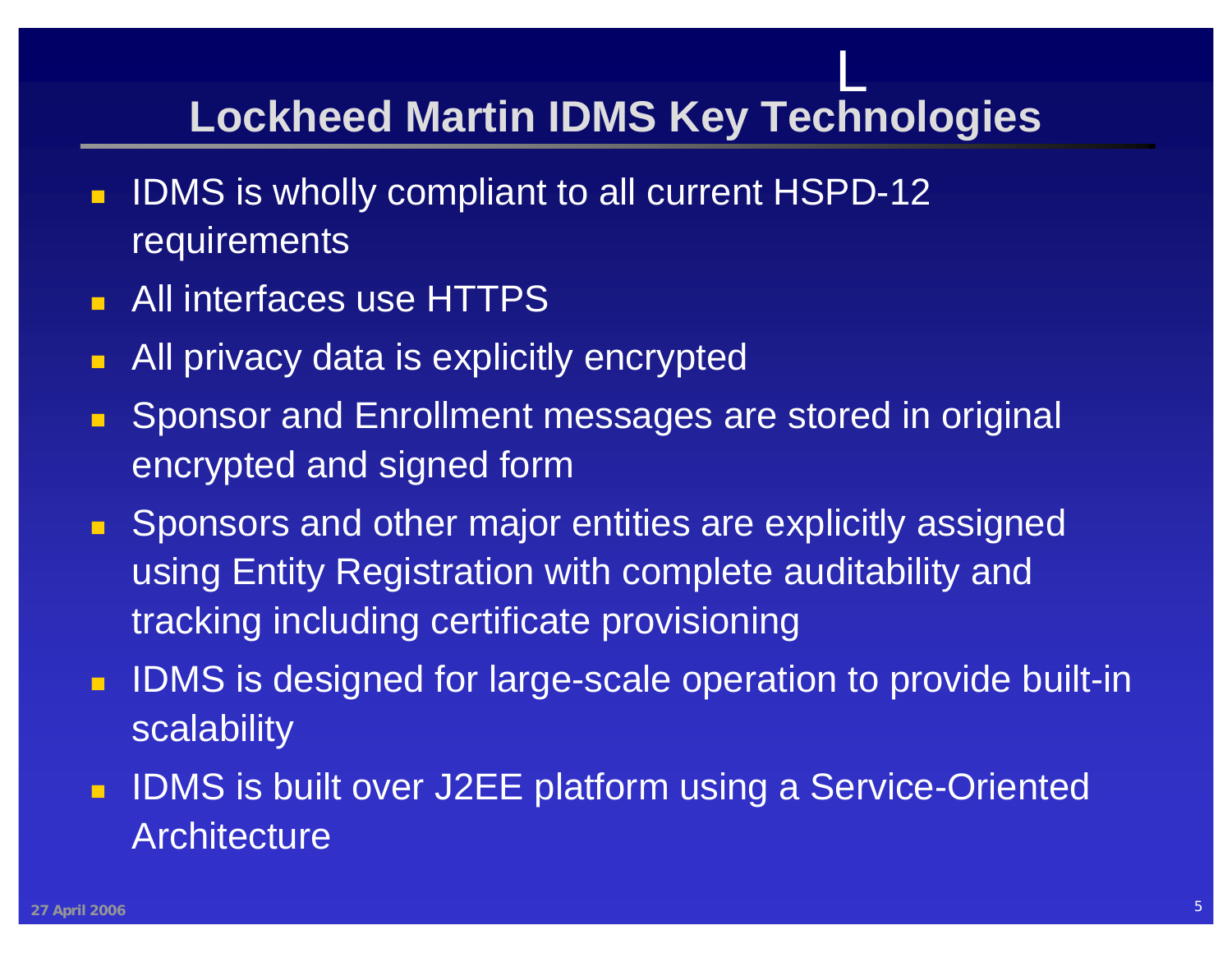# Lockheed Martin IDMS Key Technologies

- IDMS is wholly compliant to all current HSPD-12 requirements
- All interfaces use HTTPS
- All privacy data is explicitly encrypted
- Sponsor and Enrollment messages are stored in original encrypted and signed form
- Sponsors and other major entities are explicitly assigned using Entity Registration with complete auditability and tracking including certificate provisioning
- IDMS is designed for large-scale operation to provide built-in scalability
- IDMS is built over J2EE platform using a Service-Oriented Architecture

27 April 2006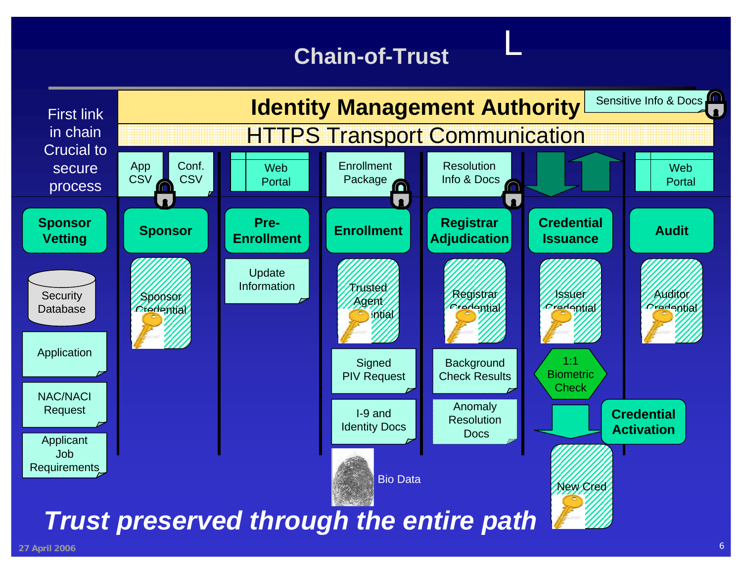# Chain-of-Trust

**Identity Management Authority**

Sensitive Info & Docs

HTTPS Transport Communication

First link in chain Crucial to secure process

| **Sponsor Vetting** | **Sponsor** | **Pre-Enrollment** | **Enrollment** | **Registrar Adjudication** | **Credential Issuance** | **Audit** |
|---|---|---|---|---|---|---|
| | App CSV, Conf. CSV | Web Portal | Enrollment Package | Resolution Info & Docs | | Web Portal |
| Security Database | Sponsor Credential | Update Information | Trusted Agent Credential | Registrar Credential | Issuer Credential | Auditor Credential |
| Application | | | Signed PIV Request | Background Check Results | 1:1 Biometric Check | |
| NAC/NACI Request | | | I-9 and Identity Docs | Anomaly Resolution Docs | **Credential Activation** | |
| Applicant Job Requirements | | | Bio Data | | New Cred | |

***Trust preserved through the entire path***

27 April 2006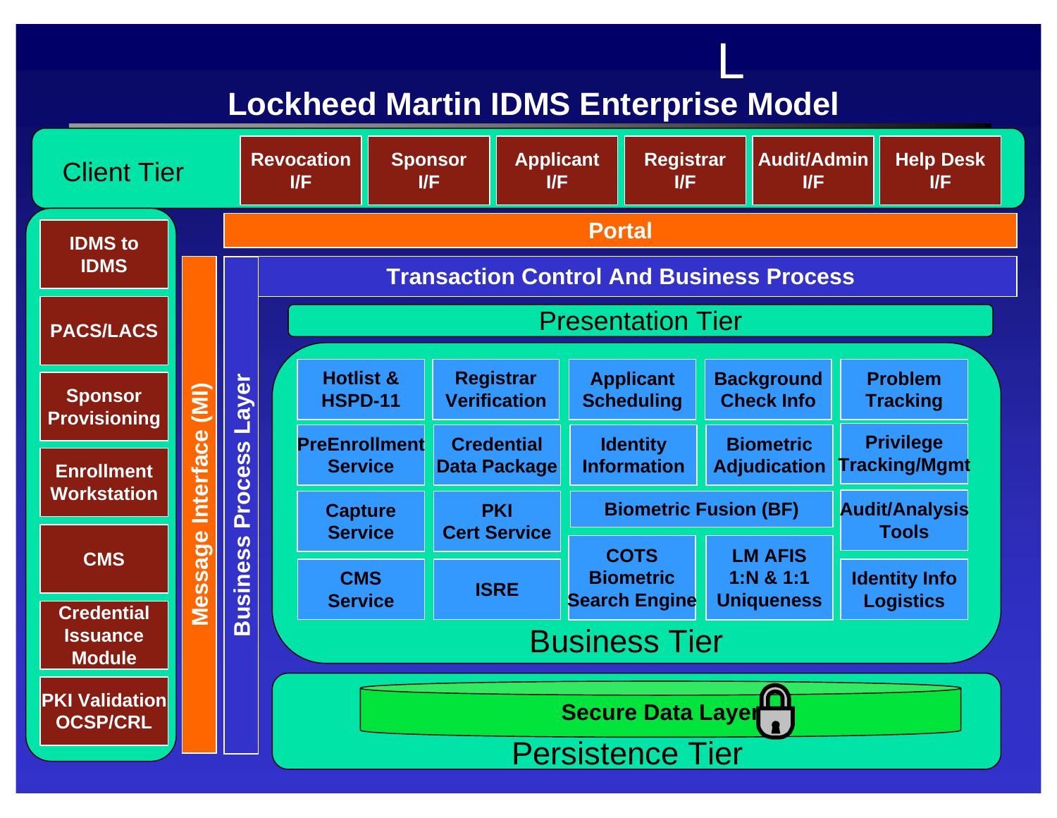# Lockheed Martin IDMS Enterprise Model

**Client Tier**

- Revocation I/F
- Sponsor I/F
- Applicant I/F
- Registrar I/F
- Audit/Admin I/F
- Help Desk I/F

**Portal**

**Transaction Control And Business Process**

**Presentation Tier**

**Business Tier**

| | | | | |
|---|---|---|---|---|
| Hotlist & HSPD-11 | Registrar Verification | Applicant Scheduling | Background Check Info | Problem Tracking |
| PreEnrollment Service | Credential Data Package | Identity Information | Biometric Adjudication | Privilege Tracking/Mgmt |
| Capture Service | PKI Cert Service | Biometric Fusion (BF) | | Audit/Analysis Tools |
| CMS Service | ISRE | COTS Biometric Search Engine | LM AFIS 1:N & 1:1 Uniqueness | Identity Info Logistics |

**Persistence Tier**

- Secure Data Layer

**Business Process Layer**

**Message Interface (MI)**

- IDMS to IDMS
- PACS/LACS
- Sponsor Provisioning
- Enrollment Workstation
- CMS
- Credential Issuance Module
- PKI Validation OCSP/CRL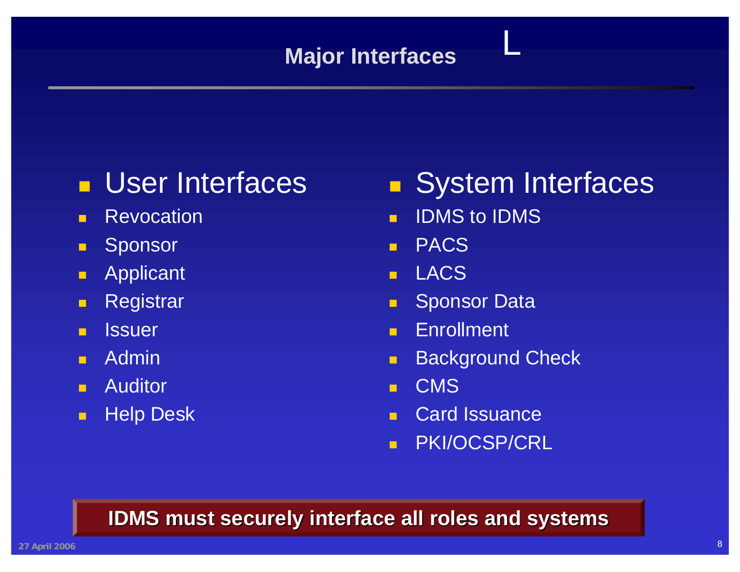# Major Interfaces

L

- **User Interfaces**
  - Revocation
  - Sponsor
  - Applicant
  - Registrar
  - Issuer
  - Admin
  - Auditor
  - Help Desk

- **System Interfaces**
  - IDMS to IDMS
  - PACS
  - LACS
  - Sponsor Data
  - Enrollment
  - Background Check
  - CMS
  - Card Issuance
  - PKI/OCSP/CRL

**IDMS must securely interface all roles and systems**

27 April 2006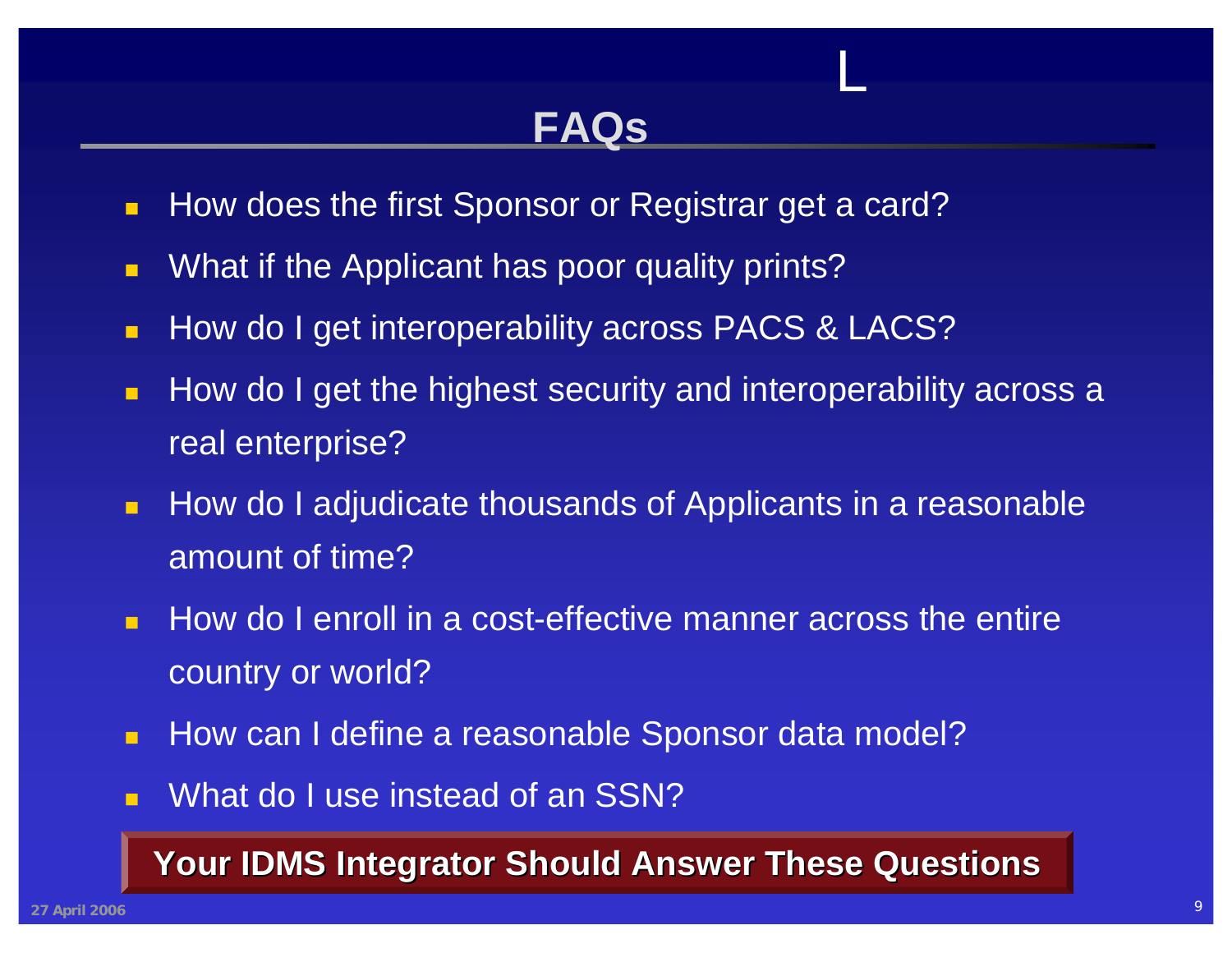# FAQs

- How does the first Sponsor or Registrar get a card?
- What if the Applicant has poor quality prints?
- How do I get interoperability across PACS & LACS?
- How do I get the highest security and interoperability across a real enterprise?
- How do I adjudicate thousands of Applicants in a reasonable amount of time?
- How do I enroll in a cost-effective manner across the entire country or world?
- How can I define a reasonable Sponsor data model?
- What do I use instead of an SSN?

**Your IDMS Integrator Should Answer These Questions**

27 April 2006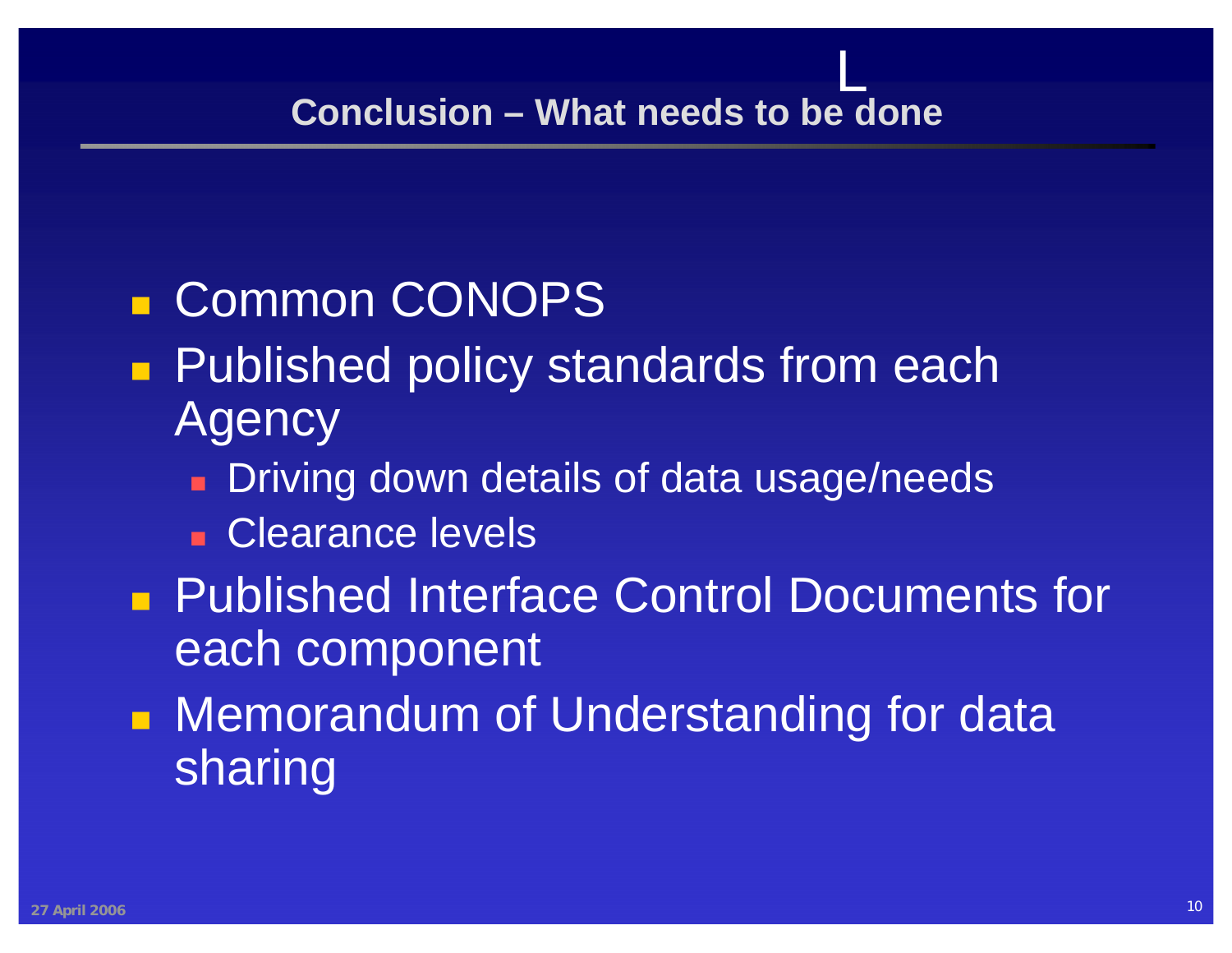## Conclusion – What needs to be done

- Common CONOPS
- Published policy standards from each Agency
  - Driving down details of data usage/needs
  - Clearance levels
- Published Interface Control Documents for each component
- Memorandum of Understanding for data sharing

27 April 2006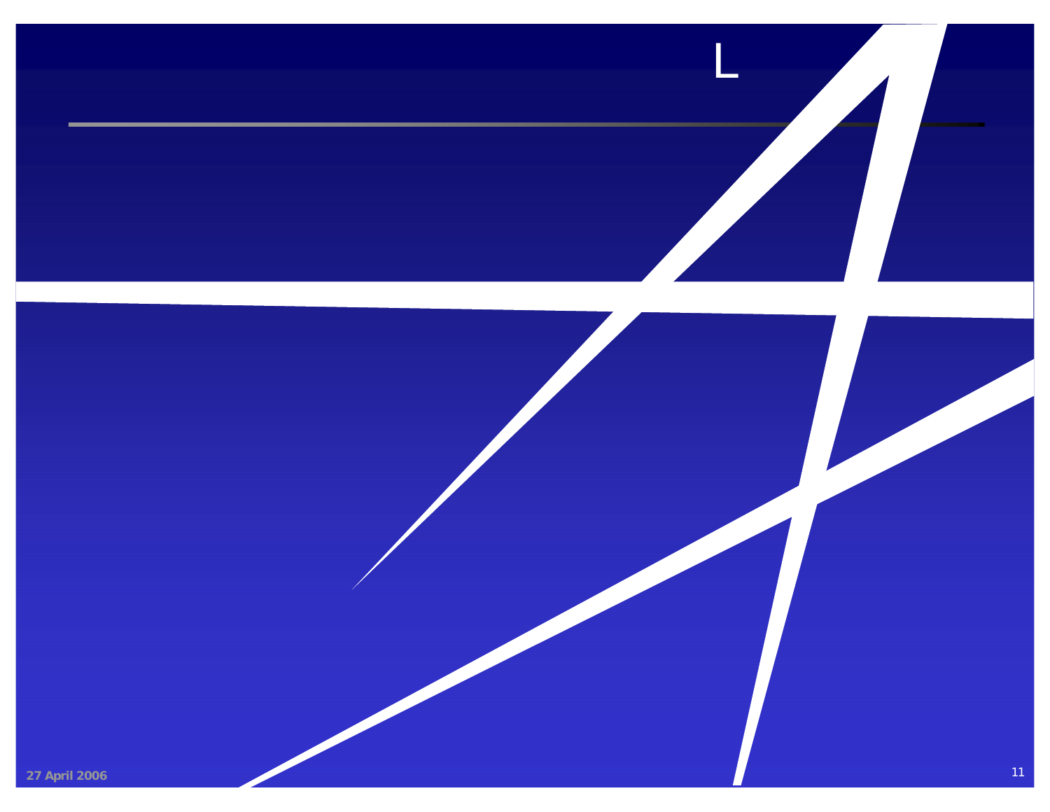# L